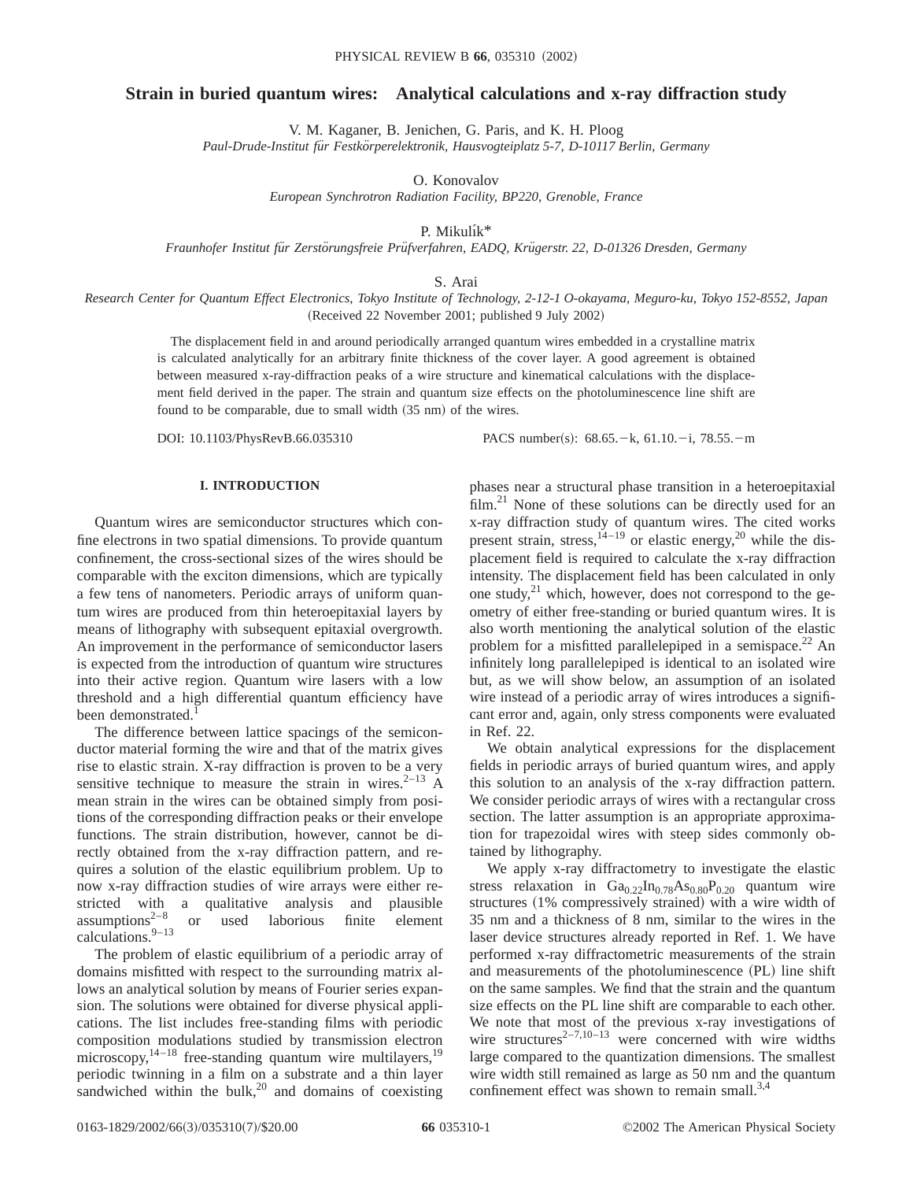# Strain in buried quantum wires: Analytical calculations and x-ray diffraction study

V. M. Kaganer, B. Jenichen, G. Paris, and K. H. Ploog

*Paul-Drude-Institut für Festkörperelektronik, Hausvogteiplatz 5-7, D-10117 Berlin, Germany*

O. Konovalov

*European Synchrotron Radiation Facility, BP220, Grenoble, France*

P. Mikulík*

*Fraunhofer Institut für Zerstörungsfreie Prüfverfahren, EADQ, Krügerstr. 22, D-01326 Dresden, Germany*

S. Arai

*Research Center for Quantum Effect Electronics, Tokyo Institute of Technology, 2-12-1 O-okayama, Meguro-ku, Tokyo 152-8552, Japan*

(Received 22 November 2001; published 9 July 2002)

The displacement field in and around periodically arranged quantum wires embedded in a crystalline matrix is calculated analytically for an arbitrary finite thickness of the cover layer. A good agreement is obtained between measured x-ray-diffraction peaks of a wire structure and kinematical calculations with the displacement field derived in the paper. The strain and quantum size effects on the photoluminescence line shift are found to be comparable, due to small width (35 nm) of the wires.

DOI: 10.1103/PhysRevB.66.035310 PACS number(s): 68.65.−k, 61.10.−i, 78.55.−m

## I. INTRODUCTION

Quantum wires are semiconductor structures which confine electrons in two spatial dimensions. To provide quantum confinement, the cross-sectional sizes of the wires should be comparable with the exciton dimensions, which are typically a few tens of nanometers. Periodic arrays of uniform quantum wires are produced from thin heteroepitaxial layers by means of lithography with subsequent epitaxial overgrowth. An improvement in the performance of semiconductor lasers is expected from the introduction of quantum wire structures into their active region. Quantum wire lasers with a low threshold and a high differential quantum efficiency have been demonstrated.[1]

The difference between lattice spacings of the semiconductor material forming the wire and that of the matrix gives rise to elastic strain. X-ray diffraction is proven to be a very sensitive technique to measure the strain in wires.[2–13] A mean strain in the wires can be obtained simply from positions of the corresponding diffraction peaks or their envelope functions. The strain distribution, however, cannot be directly obtained from the x-ray diffraction pattern, and requires a solution of the elastic equilibrium problem. Up to now x-ray diffraction studies of wire arrays were either restricted with a qualitative analysis and plausible assumptions[2–8] or used laborious finite element calculations.[9–13]

The problem of elastic equilibrium of a periodic array of domains misfitted with respect to the surrounding matrix allows an analytical solution by means of Fourier series expansion. The solutions were obtained for diverse physical applications. The list includes free-standing films with periodic composition modulations studied by transmission electron microscopy,[14–18] free-standing quantum wire multilayers,[19] periodic twinning in a film on a substrate and a thin layer sandwiched within the bulk,[20] and domains of coexisting phases near a structural phase transition in a heteroepitaxial film.[21] None of these solutions can be directly used for an x-ray diffraction study of quantum wires. The cited works present strain, stress,[14–19] or elastic energy,[20] while the displacement field is required to calculate the x-ray diffraction intensity. The displacement field has been calculated in only one study,[21] which, however, does not correspond to the geometry of either free-standing or buried quantum wires. It is also worth mentioning the analytical solution of the elastic problem for a misfitted parallelepiped in a semispace.[22] An infinitely long parallelepiped is identical to an isolated wire but, as we will show below, an assumption of an isolated wire instead of a periodic array of wires introduces a significant error and, again, only stress components were evaluated in Ref. 22.

We obtain analytical expressions for the displacement fields in periodic arrays of buried quantum wires, and apply this solution to an analysis of the x-ray diffraction pattern. We consider periodic arrays of wires with a rectangular cross section. The latter assumption is an appropriate approximation for trapezoidal wires with steep sides commonly obtained by lithography.

We apply x-ray diffractometry to investigate the elastic stress relaxation in $Ga_{0.22}In_{0.78}As_{0.80}P_{0.20}$ quantum wire structures (1% compressively strained) with a wire width of 35 nm and a thickness of 8 nm, similar to the wires in the laser device structures already reported in Ref. 1. We have performed x-ray diffractometric measurements of the strain and measurements of the photoluminescence (PL) line shift on the same samples. We find that the strain and the quantum size effects on the PL line shift are comparable to each other. We note that most of the previous x-ray investigations of wire structures[2–7,10–13] were concerned with wire widths large compared to the quantization dimensions. The smallest wire width still remained as large as 50 nm and the quantum confinement effect was shown to remain small.[3,4]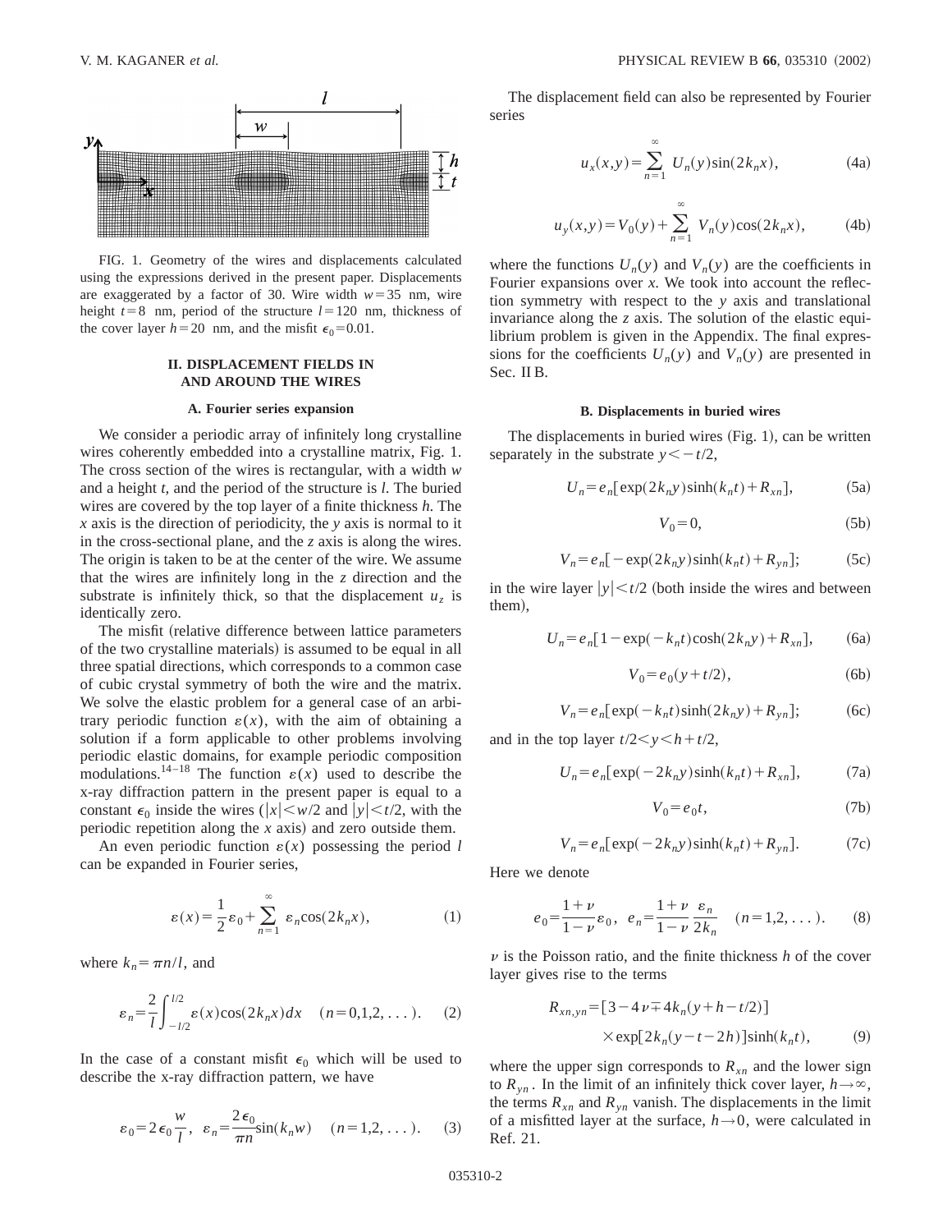FIG. 1. Geometry of the wires and displacements calculated using the expressions derived in the present paper. Displacements are exaggerated by a factor of 30. Wire width $w=35$ nm, wire height $t=8$ nm, period of the structure $l=120$ nm, thickness of the cover layer $h=20$ nm, and the misfit $\epsilon_0=0.01$.

## II. DISPLACEMENT FIELDS IN AND AROUND THE WIRES

### A. Fourier series expansion

We consider a periodic array of infinitely long crystalline wires coherently embedded into a crystalline matrix, Fig. 1. The cross section of the wires is rectangular, with a width $w$ and a height $t$, and the period of the structure is $l$. The buried wires are covered by the top layer of a finite thickness $h$. The $x$ axis is the direction of periodicity, the $y$ axis is normal to it in the cross-sectional plane, and the $z$ axis is along the wires. The origin is taken to be at the center of the wire. We assume that the wires are infinitely long in the $z$ direction and the substrate is infinitely thick, so that the displacement $u_z$ is identically zero.

The misfit (relative difference between lattice parameters of the two crystalline materials) is assumed to be equal in all three spatial directions, which corresponds to a common case of cubic crystal symmetry of both the wire and the matrix. We solve the elastic problem for a general case of an arbitrary periodic function $\varepsilon(x)$, with the aim of obtaining a solution if a form applicable to other problems involving periodic elastic domains, for example periodic composition modulations.[14–18] The function $\varepsilon(x)$ used to describe the x-ray diffraction pattern in the present paper is equal to a constant $\epsilon_0$ inside the wires ($|x|<w/2$ and $|y|<t/2$, with the periodic repetition along the $x$ axis) and zero outside them.

An even periodic function $\varepsilon(x)$ possessing the period $l$ can be expanded in Fourier series,

$$\varepsilon(x)=\frac{1}{2}\varepsilon_0+\sum_{n=1}^{\infty}\varepsilon_n\cos(2k_nx), \tag{1}$$

where $k_n=\pi n/l$, and

$$\varepsilon_n=\frac{2}{l}\int_{-l/2}^{l/2}\varepsilon(x)\cos(2k_nx)dx \quad (n=0,1,2,\dots). \tag{2}$$

In the case of a constant misfit $\epsilon_0$ which will be used to describe the x-ray diffraction pattern, we have

$$\varepsilon_0=2\epsilon_0\frac{w}{l},\quad \varepsilon_n=\frac{2\epsilon_0}{\pi n}\sin(k_nw) \quad (n=1,2,\dots). \tag{3}$$

The displacement field can also be represented by Fourier series

$$u_x(x,y)=\sum_{n=1}^{\infty}U_n(y)\sin(2k_nx), \tag{4a}$$

$$u_y(x,y)=V_0(y)+\sum_{n=1}^{\infty}V_n(y)\cos(2k_nx), \tag{4b}$$

where the functions $U_n(y)$ and $V_n(y)$ are the coefficients in Fourier expansions over $x$. We took into account the reflection symmetry with respect to the $y$ axis and translational invariance along the $z$ axis. The solution of the elastic equilibrium problem is given in the Appendix. The final expressions for the coefficients $U_n(y)$ and $V_n(y)$ are presented in Sec. II B.

### B. Displacements in buried wires

The displacements in buried wires (Fig. 1), can be written separately in the substrate $y<-t/2$,

$$U_n=e_n[\exp(2k_ny)\sinh(k_nt)+R_{xn}], \tag{5a}$$

$$V_0=0, \tag{5b}$$

$$V_n=e_n[-\exp(2k_ny)\sinh(k_nt)+R_{yn}]; \tag{5c}$$

in the wire layer $|y|<t/2$ (both inside the wires and between them),

$$U_n=e_n[1-\exp(-k_nt)\cosh(2k_ny)+R_{xn}], \tag{6a}$$

$$V_0=e_0(y+t/2), \tag{6b}$$

$$V_n=e_n[\exp(-k_nt)\sinh(2k_ny)+R_{yn}]; \tag{6c}$$

and in the top layer $t/2<y<h+t/2$,

$$U_n=e_n[\exp(-2k_ny)\sinh(k_nt)+R_{xn}], \tag{7a}$$

$$V_0=e_0t, \tag{7b}$$

$$V_n=e_n[\exp(-2k_ny)\sinh(k_nt)+R_{yn}]. \tag{7c}$$

Here we denote

$$e_0=\frac{1+\nu}{1-\nu}\varepsilon_0,\quad e_n=\frac{1+\nu}{1-\nu}\frac{\varepsilon_n}{2k_n} \quad (n=1,2,\dots). \tag{8}$$

$\nu$ is the Poisson ratio, and the finite thickness $h$ of the cover layer gives rise to the terms

$$R_{xn,yn}=[3-4\nu\mp4k_n(y+h-t/2)]\times\exp[2k_n(y-t-2h)]\sinh(k_nt), \tag{9}$$

where the upper sign corresponds to $R_{xn}$ and the lower sign to $R_{yn}$. In the limit of an infinitely thick cover layer, $h\to\infty$, the terms $R_{xn}$ and $R_{yn}$ vanish. The displacements in the limit of a misfitted layer at the surface, $h\to0$, were calculated in Ref. 21.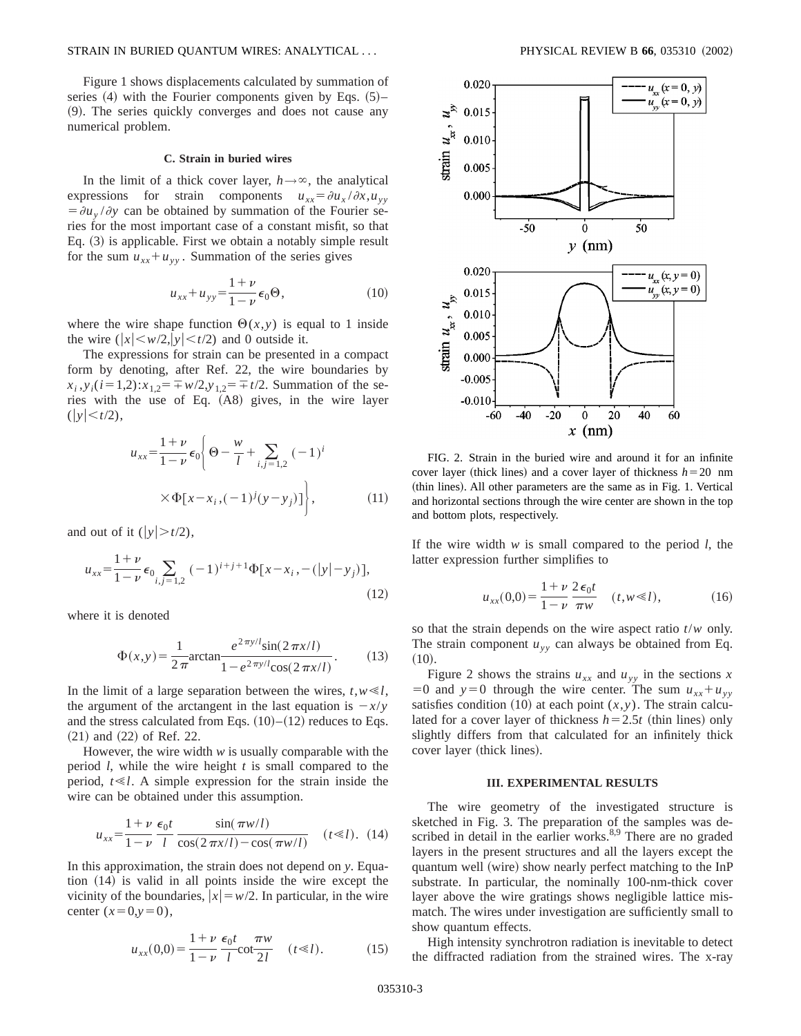Figure 1 shows displacements calculated by summation of series (4) with the Fourier components given by Eqs. (5)–(9). The series quickly converges and does not cause any numerical problem.

### C. Strain in buried wires

In the limit of a thick cover layer, $h \to \infty$, the analytical expressions for strain components $u_{xx} = \partial u_x / \partial x, u_{yy} = \partial u_y / \partial y$ can be obtained by summation of the Fourier series for the most important case of a constant misfit, so that Eq. (3) is applicable. First we obtain a notably simple result for the sum $u_{xx} + u_{yy}$. Summation of the series gives

$$u_{xx} + u_{yy} = \frac{1+\nu}{1-\nu} \epsilon_0 \Theta, \tag{10}$$

where the wire shape function $\Theta(x,y)$ is equal to 1 inside the wire ($|x| < w/2, |y| < t/2$) and 0 outside it.

The expressions for strain can be presented in a compact form by denoting, after Ref. 22, the wire boundaries by $x_i, y_i (i=1,2): x_{1,2} = \mp w/2, y_{1,2} = \mp t/2$. Summation of the series with the use of Eq. (A8) gives, in the wire layer ($|y| < t/2$),

$$u_{xx} = \frac{1+\nu}{1-\nu} \epsilon_0 \left\{ \Theta - \frac{w}{l} + \sum_{i,j=1,2} (-1)^i \times \Phi[x - x_i, (-1)^j (y - y_j)] \right\}, \tag{11}$$

and out of it ($|y| > t/2$),

$$u_{xx} = \frac{1+\nu}{1-\nu} \epsilon_0 \sum_{i,j=1,2} (-1)^{i+j+1} \Phi[x - x_i, -(|y| - y_j)], \tag{12}$$

where it is denoted

$$\Phi(x,y) = \frac{1}{2\pi} \arctan \frac{e^{2\pi y/l} \sin(2\pi x/l)}{1 - e^{2\pi y/l} \cos(2\pi x/l)}. \tag{13}$$

In the limit of a large separation between the wires, $t, w \ll l$, the argument of the arctangent in the last equation is $-x/y$ and the stress calculated from Eqs. (10)–(12) reduces to Eqs. (21) and (22) of Ref. 22.

However, the wire width $w$ is usually comparable with the period $l$, while the wire height $t$ is small compared to the period, $t \ll l$. A simple expression for the strain inside the wire can be obtained under this assumption.

$$u_{xx} = \frac{1+\nu}{1-\nu} \frac{\epsilon_0 t}{l} \frac{\sin(\pi w/l)}{\cos(2\pi x/l) - \cos(\pi w/l)} \quad (t \ll l). \tag{14}$$

In this approximation, the strain does not depend on $y$. Equation (14) is valid in all points inside the wire except the vicinity of the boundaries, $|x| = w/2$. In particular, in the wire center ($x=0, y=0$),

$$u_{xx}(0,0) = \frac{1+\nu}{1-\nu} \frac{\epsilon_0 t}{l} \cot \frac{\pi w}{2l} \quad (t \ll l). \tag{15}$$

If the wire width $w$ is small compared to the period $l$, the latter expression further simplifies to

$$u_{xx}(0,0) = \frac{1+\nu}{1-\nu} \frac{2\epsilon_0 t}{\pi w} \quad (t, w \ll l), \tag{16}$$

so that the strain depends on the wire aspect ratio $t/w$ only. The strain component $u_{yy}$ can always be obtained from Eq. (10).

Figure 2 shows the strains $u_{xx}$ and $u_{yy}$ in the sections $x=0$ and $y=0$ through the wire center. The sum $u_{xx} + u_{yy}$ satisfies condition (10) at each point $(x,y)$. The strain calculated for a cover layer of thickness $h = 2.5t$ (thin lines) only slightly differs from that calculated for an infinitely thick cover layer (thick lines).

strain $u_{xx}$, $u_{yy}$
0.020
0.015
0.010
0.005
0.000
-50
0
50
$y$ (nm)
$u_{xx}(x=0, y)$
$u_{yy}(x=0, y)$

strain $u_{xx}$, $u_{yy}$
0.020
0.015
0.010
0.005
0.000
-0.005
-0.010
-60
-40
-20
0
20
40
60
$x$ (nm)
$u_{xx}(x, y=0)$
$u_{yy}(x, y=0)$

FIG. 2. Strain in the buried wire and around it for an infinite cover layer (thick lines) and a cover layer of thickness $h = 20$ nm (thin lines). All other parameters are the same as in Fig. 1. Vertical and horizontal sections through the wire center are shown in the top and bottom plots, respectively.

## III. EXPERIMENTAL RESULTS

The wire geometry of the investigated structure is sketched in Fig. 3. The preparation of the samples was described in detail in the earlier works.[8,9] There are no graded layers in the present structures and all the layers except the quantum well (wire) show nearly perfect matching to the InP substrate. In particular, the nominally 100-nm-thick cover layer above the wire gratings shows negligible lattice mismatch. The wires under investigation are sufficiently small to show quantum effects.

High intensity synchrotron radiation is inevitable to detect the diffracted radiation from the strained wires. The x-ray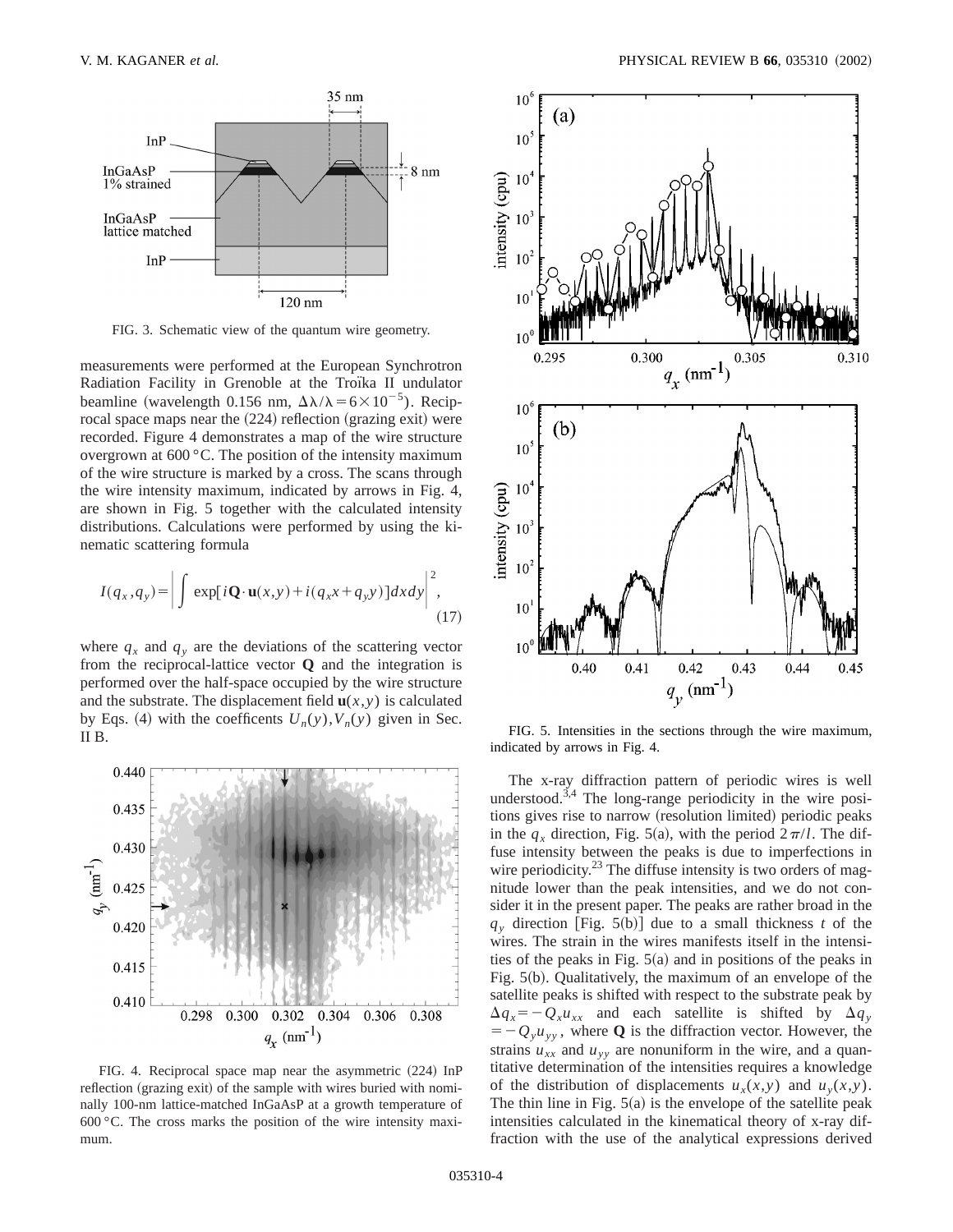35 nm

InP

InGaAsP 1% strained

8 nm

InGaAsP lattice matched

InP

120 nm

FIG. 3. Schematic view of the quantum wire geometry.

measurements were performed at the European Synchrotron Radiation Facility in Grenoble at the Troïka II undulator beamline (wavelength 0.156 nm, $\Delta\lambda/\lambda = 6\times10^{-5}$). Reciprocal space maps near the (224) reflection (grazing exit) were recorded. Figure 4 demonstrates a map of the wire structure overgrown at 600 °C. The position of the intensity maximum of the wire structure is marked by a cross. The scans through the wire intensity maximum, indicated by arrows in Fig. 4, are shown in Fig. 5 together with the calculated intensity distributions. Calculations were performed by using the kinematic scattering formula

$$I(q_x,q_y) = \left| \int \exp[i\mathbf{Q}\cdot\mathbf{u}(x,y) + i(q_x x + q_y y)]dxdy \right|^2, \tag{17}$$

where $q_x$ and $q_y$ are the deviations of the scattering vector from the reciprocal-lattice vector $\mathbf{Q}$ and the integration is performed over the half-space occupied by the wire structure and the substrate. The displacement field $\mathbf{u}(x,y)$ is calculated by Eqs. (4) with the coefficents $U_n(y), V_n(y)$ given in Sec. II B.

0.440
0.435
0.430
0.425
0.420
0.415
0.410
$q_y$ (nm$^{-1}$)
0.298 0.300 0.302 0.304 0.306 0.308
$q_x$ (nm$^{-1}$)

FIG. 4. Reciprocal space map near the asymmetric (224) InP reflection (grazing exit) of the sample with wires buried with nominally 100-nm lattice-matched InGaAsP at a growth temperature of 600 °C. The cross marks the position of the wire intensity maximum.

(a)
intensity (cpu)
$10^0$ $10^1$ $10^2$ $10^3$ $10^4$ $10^5$ $10^6$
0.295 0.300 0.305 0.310
$q_x$ (nm$^{-1}$)

(b)
intensity (cpu)
$10^0$ $10^1$ $10^2$ $10^3$ $10^4$ $10^5$ $10^6$
0.40 0.41 0.42 0.43 0.44 0.45
$q_y$ (nm$^{-1}$)

FIG. 5. Intensities in the sections through the wire maximum, indicated by arrows in Fig. 4.

The x-ray diffraction pattern of periodic wires is well understood.[3,4] The long-range periodicity in the wire positions gives rise to narrow (resolution limited) periodic peaks in the $q_x$ direction, Fig. 5(a), with the period $2\pi/l$. The diffuse intensity between the peaks is due to imperfections in wire periodicity.[23] The diffuse intensity is two orders of magnitude lower than the peak intensities, and we do not consider it in the present paper. The peaks are rather broad in the $q_y$ direction [Fig. 5(b)] due to a small thickness $t$ of the wires. The strain in the wires manifests itself in the intensities of the peaks in Fig. 5(a) and in positions of the peaks in Fig. 5(b). Qualitatively, the maximum of an envelope of the satellite peaks is shifted with respect to the substrate peak by $\Delta q_x = -Q_x u_{xx}$ and each satellite is shifted by $\Delta q_y = -Q_y u_{yy}$, where $\mathbf{Q}$ is the diffraction vector. However, the strains $u_{xx}$ and $u_{yy}$ are nonuniform in the wire, and a quantitative determination of the intensities requires a knowledge of the distribution of displacements $u_x(x,y)$ and $u_y(x,y)$. The thin line in Fig. 5(a) is the envelope of the satellite peak intensities calculated in the kinematical theory of x-ray diffraction with the use of the analytical expressions derived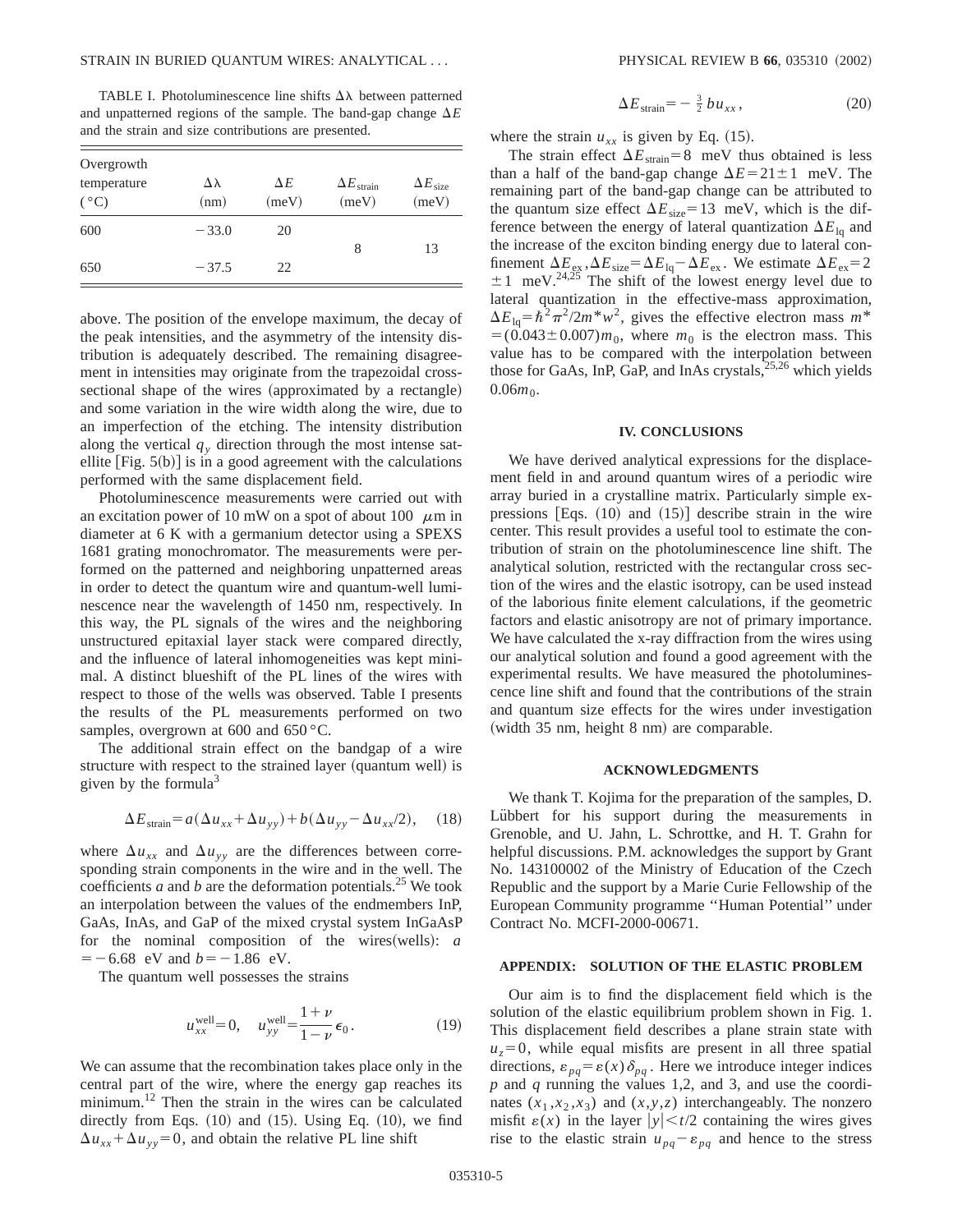TABLE I. Photoluminescence line shifts $\Delta\lambda$ between patterned and unpatterned regions of the sample. The band-gap change $\Delta E$ and the strain and size contributions are presented.

| Overgrowth temperature (°C) | $\Delta\lambda$ (nm) | $\Delta E$ (meV) | $\Delta E_{\mathrm{strain}}$ (meV) | $\Delta E_{\mathrm{size}}$ (meV) |
|---|---|---|---|---|
| 600 | −33.0 | 20 | 8 | 13 |
| 650 | −37.5 | 22 | | |

above. The position of the envelope maximum, the decay of the peak intensities, and the asymmetry of the intensity distribution is adequately described. The remaining disagreement in intensities may originate from the trapezoidal cross-sectional shape of the wires (approximated by a rectangle) and some variation in the wire width along the wire, due to an imperfection of the etching. The intensity distribution along the vertical $q_y$ direction through the most intense satellite [Fig. 5(b)] is in a good agreement with the calculations performed with the same displacement field.

Photoluminescence measurements were carried out with an excitation power of 10 mW on a spot of about 100 $\mu$m in diameter at 6 K with a germanium detector using a SPEXS 1681 grating monochromator. The measurements were performed on the patterned and neighboring unpatterned areas in order to detect the quantum wire and quantum-well luminescence near the wavelength of 1450 nm, respectively. In this way, the PL signals of the wires and the neighboring unstructured epitaxial layer stack were compared directly, and the influence of lateral inhomogeneities was kept minimal. A distinct blueshift of the PL lines of the wires with respect to those of the wells was observed. Table I presents the results of the PL measurements performed on two samples, overgrown at 600 and 650 °C.

The additional strain effect on the bandgap of a wire structure with respect to the strained layer (quantum well) is given by the formula[3]

$$\Delta E_{\mathrm{strain}} = a(\Delta u_{xx} + \Delta u_{yy}) + b(\Delta u_{yy} - \Delta u_{xx}/2), \quad (18)$$

where $\Delta u_{xx}$ and $\Delta u_{yy}$ are the differences between corresponding strain components in the wire and in the well. The coefficients $a$ and $b$ are the deformation potentials.[25] We took an interpolation between the values of the endmembers InP, GaAs, InAs, and GaP of the mixed crystal system InGaAsP for the nominal composition of the wires(wells): $a = -6.68$ eV and $b = -1.86$ eV.

The quantum well possesses the strains

$$u_{xx}^{\mathrm{well}} = 0, \quad u_{yy}^{\mathrm{well}} = \frac{1+\nu}{1-\nu}\epsilon_0. \quad (19)$$

We can assume that the recombination takes place only in the central part of the wire, where the energy gap reaches its minimum.[12] Then the strain in the wires can be calculated directly from Eqs. (10) and (15). Using Eq. (10), we find $\Delta u_{xx} + \Delta u_{yy} = 0$, and obtain the relative PL line shift

$$\Delta E_{\mathrm{strain}} = -\tfrac{3}{2} b u_{xx}, \quad (20)$$

where the strain $u_{xx}$ is given by Eq. (15).

The strain effect $\Delta E_{\mathrm{strain}} = 8$ meV thus obtained is less than a half of the band-gap change $\Delta E = 21 \pm 1$ meV. The remaining part of the band-gap change can be attributed to the quantum size effect $\Delta E_{\mathrm{size}} = 13$ meV, which is the difference between the energy of lateral quantization $\Delta E_{\mathrm{lq}}$ and the increase of the exciton binding energy due to lateral confinement $\Delta E_{\mathrm{ex}}$, $\Delta E_{\mathrm{size}} = \Delta E_{\mathrm{lq}} - \Delta E_{\mathrm{ex}}$. We estimate $\Delta E_{\mathrm{ex}} = 2 \pm 1$ meV.[24,25] The shift of the lowest energy level due to lateral quantization in the effective-mass approximation, $\Delta E_{\mathrm{lq}} = \hbar^2\pi^2/2m^*w^2$, gives the effective electron mass $m^* = (0.043 \pm 0.007)m_0$, where $m_0$ is the electron mass. This value has to be compared with the interpolation between those for GaAs, InP, GaP, and InAs crystals,[25,26] which yields $0.06m_0$.

## IV. CONCLUSIONS

We have derived analytical expressions for the displacement field in and around quantum wires of a periodic wire array buried in a crystalline matrix. Particularly simple expressions [Eqs. (10) and (15)] describe strain in the wire center. This result provides a useful tool to estimate the contribution of strain on the photoluminescence line shift. The analytical solution, restricted with the rectangular cross section of the wires and the elastic isotropy, can be used instead of the laborious finite element calculations, if the geometric factors and elastic anisotropy are not of primary importance. We have calculated the x-ray diffraction from the wires using our analytical solution and found a good agreement with the experimental results. We have measured the photoluminescence line shift and found that the contributions of the strain and quantum size effects for the wires under investigation (width 35 nm, height 8 nm) are comparable.

## ACKNOWLEDGMENTS

We thank T. Kojima for the preparation of the samples, D. Lübbert for his support during the measurements in Grenoble, and U. Jahn, L. Schrottke, and H. T. Grahn for helpful discussions. P.M. acknowledges the support by Grant No. 143100002 of the Ministry of Education of the Czech Republic and the support by a Marie Curie Fellowship of the European Community programme "Human Potential" under Contract No. MCFI-2000-00671.

## APPENDIX: SOLUTION OF THE ELASTIC PROBLEM

Our aim is to find the displacement field which is the solution of the elastic equilibrium problem shown in Fig. 1. This displacement field describes a plane strain state with $u_z = 0$, while equal misfits are present in all three spatial directions, $\varepsilon_{pq} = \varepsilon(x)\delta_{pq}$. Here we introduce integer indices $p$ and $q$ running the values 1,2, and 3, and use the coordinates $(x_1, x_2, x_3)$ and $(x,y,z)$ interchangeably. The nonzero misfit $\varepsilon(x)$ in the layer $|y| < t/2$ containing the wires gives rise to the elastic strain $u_{pq} - \varepsilon_{pq}$ and hence to the stress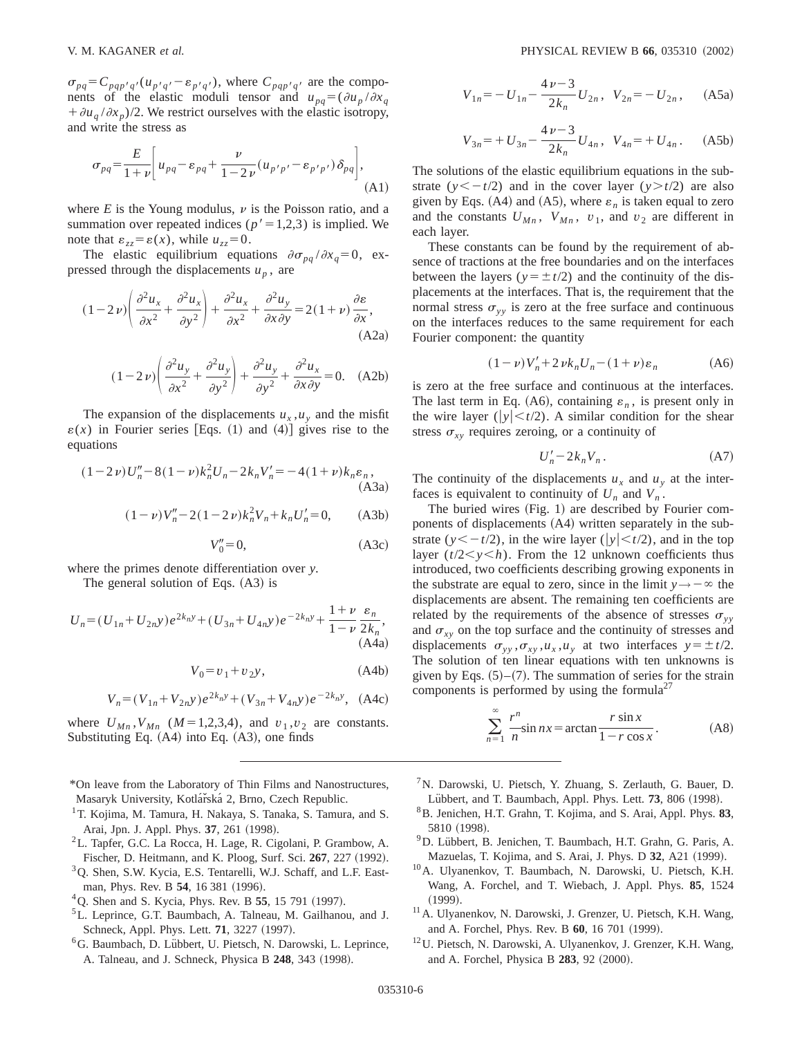$\sigma_{pq}=C_{pqp'q'}(u_{p'q'}-\varepsilon_{p'q'})$, where $C_{pqp'q'}$ are the components of the elastic moduli tensor and $u_{pq}=(\partial u_p/\partial x_q+\partial u_q/\partial x_p)/2$. We restrict ourselves with the elastic isotropy, and write the stress as

$$\sigma_{pq}=\frac{E}{1+\nu}\left[u_{pq}-\varepsilon_{pq}+\frac{\nu}{1-2\nu}(u_{p'p'}-\varepsilon_{p'p'})\delta_{pq}\right], \tag{A1}$$

where $E$ is the Young modulus, $\nu$ is the Poisson ratio, and a summation over repeated indices ($p'=1,2,3$) is implied. We note that $\varepsilon_{zz}=\varepsilon(x)$, while $u_{zz}=0$.

The elastic equilibrium equations $\partial\sigma_{pq}/\partial x_q=0$, expressed through the displacements $u_p$, are

$$(1-2\nu)\left(\frac{\partial^2 u_x}{\partial x^2}+\frac{\partial^2 u_x}{\partial y^2}\right)+\frac{\partial^2 u_x}{\partial x^2}+\frac{\partial^2 u_y}{\partial x\partial y}=2(1+\nu)\frac{\partial\varepsilon}{\partial x}, \tag{A2a}$$

$$(1-2\nu)\left(\frac{\partial^2 u_y}{\partial x^2}+\frac{\partial^2 u_y}{\partial y^2}\right)+\frac{\partial^2 u_y}{\partial y^2}+\frac{\partial^2 u_x}{\partial x\partial y}=0. \tag{A2b}$$

The expansion of the displacements $u_x, u_y$ and the misfit $\varepsilon(x)$ in Fourier series [Eqs. (1) and (4)] gives rise to the equations

$$(1-2\nu)U_n''-8(1-\nu)k_n^2U_n-2k_nV_n'=-4(1+\nu)k_n\varepsilon_n, \tag{A3a}$$

$$(1-\nu)V_n''-2(1-2\nu)k_n^2V_n+k_nU_n'=0, \tag{A3b}$$

$$V_0''=0, \tag{A3c}$$

where the primes denote differentiation over $y$.

The general solution of Eqs. (A3) is

$$U_n=(U_{1n}+U_{2n}y)e^{2k_ny}+(U_{3n}+U_{4n}y)e^{-2k_ny}+\frac{1+\nu}{1-\nu}\frac{\varepsilon_n}{2k_n}, \tag{A4a}$$

$$V_0=v_1+v_2y, \tag{A4b}$$

$$V_n=(V_{1n}+V_{2n}y)e^{2k_ny}+(V_{3n}+V_{4n}y)e^{-2k_ny}, \tag{A4c}$$

where $U_{Mn}, V_{Mn}$ ($M=1,2,3,4$), and $v_1, v_2$ are constants. Substituting Eq. (A4) into Eq. (A3), one finds

$$V_{1n}=-U_{1n}-\frac{4\nu-3}{2k_n}U_{2n},\quad V_{2n}=-U_{2n}, \tag{A5a}$$

$$V_{3n}=+U_{3n}-\frac{4\nu-3}{2k_n}U_{4n},\quad V_{4n}=+U_{4n}. \tag{A5b}$$

The solutions of the elastic equilibrium equations in the substrate ($y<-t/2$) and in the cover layer ($y>t/2$) are also given by Eqs. (A4) and (A5), where $\varepsilon_n$ is taken equal to zero and the constants $U_{Mn}$, $V_{Mn}$, $v_1$, and $v_2$ are different in each layer.

These constants can be found by the requirement of absence of tractions at the free boundaries and on the interfaces between the layers ($y=\pm t/2$) and the continuity of the displacements at the interfaces. That is, the requirement that the normal stress $\sigma_{yy}$ is zero at the free surface and continuous on the interfaces reduces to the same requirement for each Fourier component: the quantity

$$(1-\nu)V_n'+2\nu k_nU_n-(1+\nu)\varepsilon_n \tag{A6}$$

is zero at the free surface and continuous at the interfaces. The last term in Eq. (A6), containing $\varepsilon_n$, is present only in the wire layer ($|y|<t/2$). A similar condition for the shear stress $\sigma_{xy}$ requires zeroing, or a continuity of

$$U_n'-2k_nV_n. \tag{A7}$$

The continuity of the displacements $u_x$ and $u_y$ at the interfaces is equivalent to continuity of $U_n$ and $V_n$.

The buried wires (Fig. 1) are described by Fourier components of displacements (A4) written separately in the substrate ($y<-t/2$), in the wire layer ($|y|<t/2$), and in the top layer ($t/2<y<h$). From the 12 unknown coefficients thus introduced, two coefficients describing growing exponents in the substrate are equal to zero, since in the limit $y\to-\infty$ the displacements are absent. The remaining ten coefficients are related by the requirements of the absence of stresses $\sigma_{yy}$ and $\sigma_{xy}$ on the top surface and the continuity of stresses and displacements $\sigma_{yy}, \sigma_{xy}, u_x, u_y$ at two interfaces $y=\pm t/2$. The solution of ten linear equations with ten unknowns is given by Eqs. (5)–(7). The summation of series for the strain components is performed by using the formula[27]

$$\sum_{n=1}^{\infty}\frac{r^n}{n}\sin nx=\arctan\frac{r\sin x}{1-r\cos x}. \tag{A8}$$

---

*On leave from the Laboratory of Thin Films and Nanostructures, Masaryk University, Kotlářská 2, Brno, Czech Republic.

[1] T. Kojima, M. Tamura, H. Nakaya, S. Tanaka, S. Tamura, and S. Arai, Jpn. J. Appl. Phys. **37**, 261 (1998).

[2] L. Tapfer, G.C. La Rocca, H. Lage, R. Cigolani, P. Grambow, A. Fischer, D. Heitmann, and K. Ploog, Surf. Sci. **267**, 227 (1992).

[3] Q. Shen, S.W. Kycia, E.S. Tentarelli, W.J. Schaff, and L.F. Eastman, Phys. Rev. B **54**, 16 381 (1996).

[4] Q. Shen and S. Kycia, Phys. Rev. B **55**, 15 791 (1997).

[5] L. Leprince, G.T. Baumbach, A. Talneau, M. Gailhanou, and J. Schneck, Appl. Phys. Lett. **71**, 3227 (1997).

[6] G. Baumbach, D. Lübbert, U. Pietsch, N. Darowski, L. Leprince, A. Talneau, and J. Schneck, Physica B **248**, 343 (1998).

[7] N. Darowski, U. Pietsch, Y. Zhuang, S. Zerlauth, G. Bauer, D. Lübbert, and T. Baumbach, Appl. Phys. Lett. **73**, 806 (1998).

[8] B. Jenichen, H.T. Grahn, T. Kojima, and S. Arai, Appl. Phys. **83**, 5810 (1998).

[9] D. Lübbert, B. Jenichen, T. Baumbach, H.T. Grahn, G. Paris, A. Mazuelas, T. Kojima, and S. Arai, J. Phys. D **32**, A21 (1999).

[10] A. Ulyanenkov, T. Baumbach, N. Darowski, U. Pietsch, K.H. Wang, A. Forchel, and T. Wiebach, J. Appl. Phys. **85**, 1524 (1999).

[11] A. Ulyanenkov, N. Darowski, J. Grenzer, U. Pietsch, K.H. Wang, and A. Forchel, Phys. Rev. B **60**, 16 701 (1999).

[12] U. Pietsch, N. Darowski, A. Ulyanenkov, J. Grenzer, K.H. Wang, and A. Forchel, Physica B **283**, 92 (2000).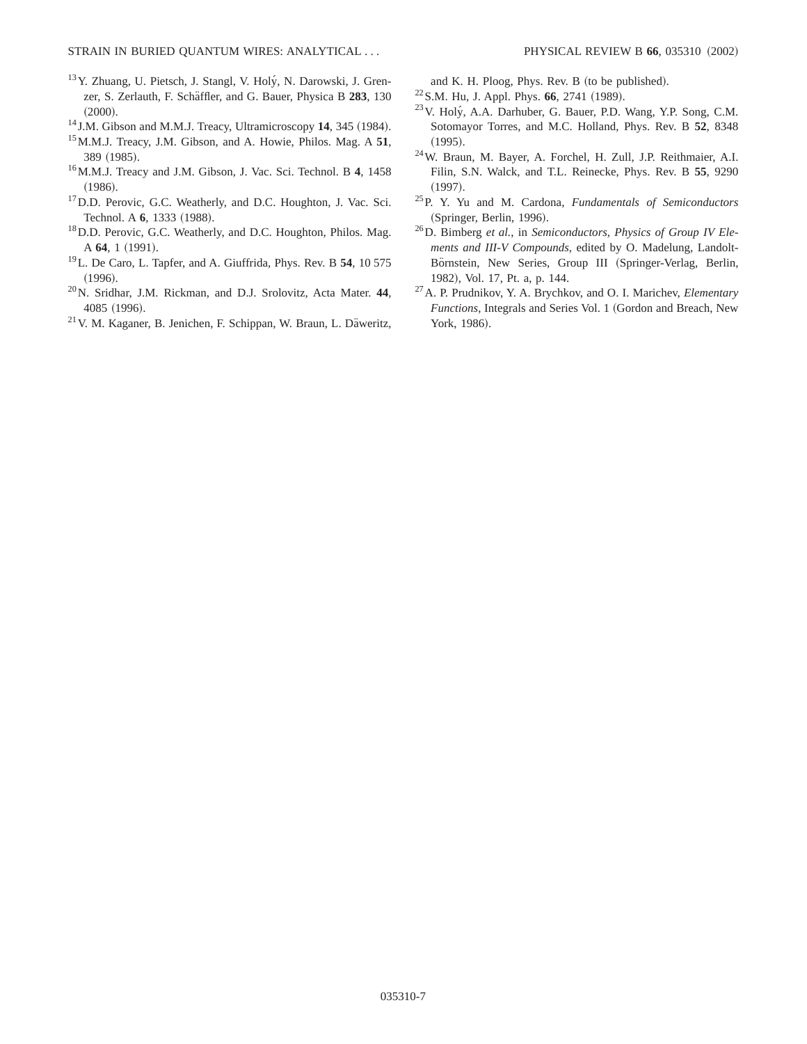[13] Y. Zhuang, U. Pietsch, J. Stangl, V. Holý, N. Darowski, J. Grenzer, S. Zerlauth, F. Schäffler, and G. Bauer, Physica B **283**, 130 (2000).

[14] J.M. Gibson and M.M.J. Treacy, Ultramicroscopy **14**, 345 (1984).

[15] M.M.J. Treacy, J.M. Gibson, and A. Howie, Philos. Mag. A **51**, 389 (1985).

[16] M.M.J. Treacy and J.M. Gibson, J. Vac. Sci. Technol. B **4**, 1458 (1986).

[17] D.D. Perovic, G.C. Weatherly, and D.C. Houghton, J. Vac. Sci. Technol. A **6**, 1333 (1988).

[18] D.D. Perovic, G.C. Weatherly, and D.C. Houghton, Philos. Mag. A **64**, 1 (1991).

[19] L. De Caro, L. Tapfer, and A. Giuffrida, Phys. Rev. B **54**, 10 575 (1996).

[20] N. Sridhar, J.M. Rickman, and D.J. Srolovitz, Acta Mater. **44**, 4085 (1996).

[21] V. M. Kaganer, B. Jenichen, F. Schippan, W. Braun, L. Däweritz, and K. H. Ploog, Phys. Rev. B (to be published).

[22] S.M. Hu, J. Appl. Phys. **66**, 2741 (1989).

[23] V. Holý, A.A. Darhuber, G. Bauer, P.D. Wang, Y.P. Song, C.M. Sotomayor Torres, and M.C. Holland, Phys. Rev. B **52**, 8348 (1995).

[24] W. Braun, M. Bayer, A. Forchel, H. Zull, J.P. Reithmaier, A.I. Filin, S.N. Walck, and T.L. Reinecke, Phys. Rev. B **55**, 9290 (1997).

[25] P. Y. Yu and M. Cardona, *Fundamentals of Semiconductors* (Springer, Berlin, 1996).

[26] D. Bimberg *et al.*, in *Semiconductors, Physics of Group IV Elements and III-V Compounds*, edited by O. Madelung, Landolt-Börnstein, New Series, Group III (Springer-Verlag, Berlin, 1982), Vol. 17, Pt. a, p. 144.

[27] A. P. Prudnikov, Y. A. Brychkov, and O. I. Marichev, *Elementary Functions*, Integrals and Series Vol. 1 (Gordon and Breach, New York, 1986).